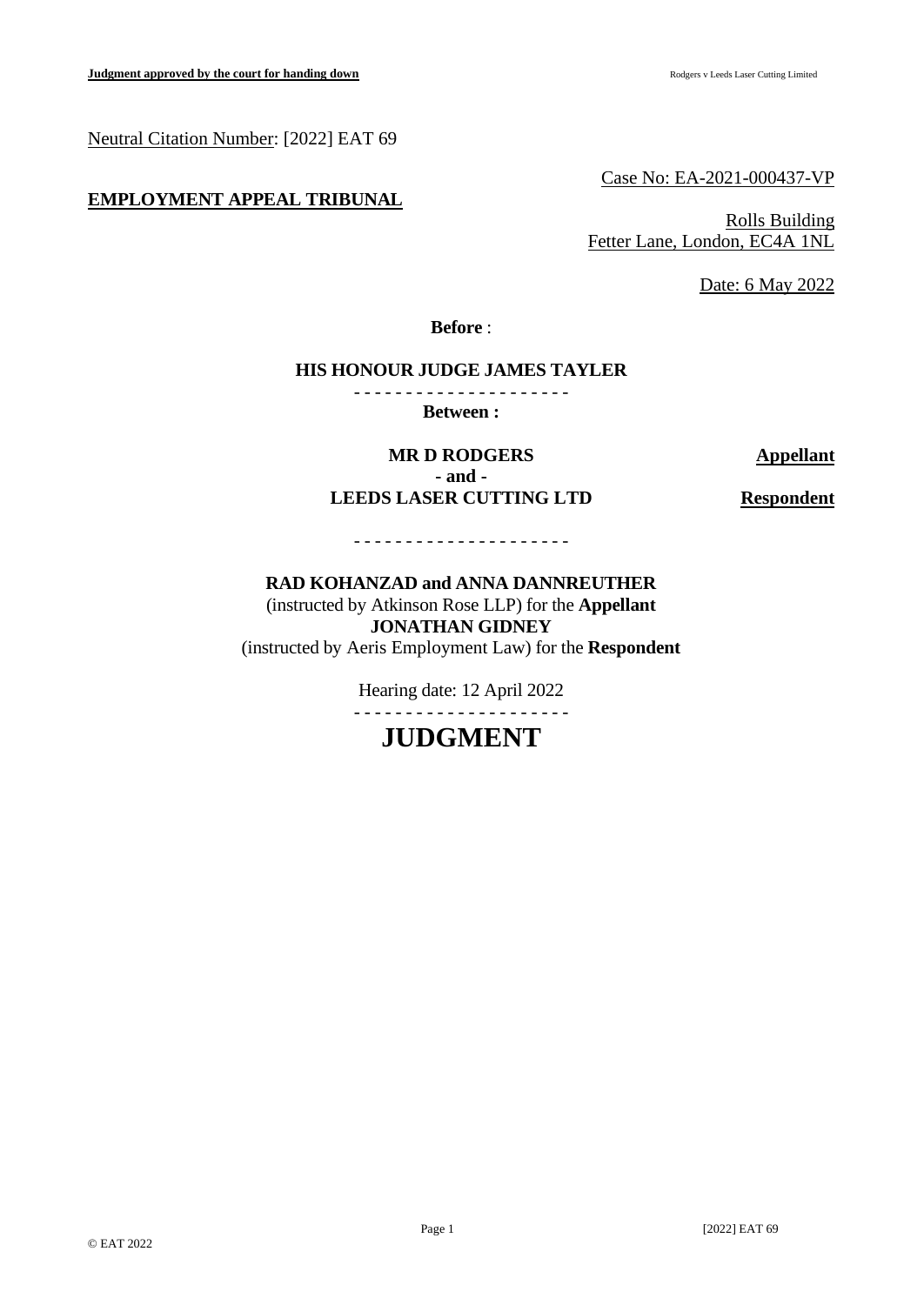Neutral Citation Number: [2022] EAT 69

Case No: EA-2021-000437-VP

**EMPLOYMENT APPEAL TRIBUNAL**

Rolls Building
Fetter Lane, London, EC4A 1NL

Date: 6 May 2022

**Before** :

**HIS HONOUR JUDGE JAMES TAYLER**

- - - - - - - - - - - - - - - - - - - - -

**Between :**

| | |
|---|---|
| **MR D RODGERS** | **Appellant** |
| **- and -** | |
| **LEEDS LASER CUTTING LTD** | **Respondent** |

- - - - - - - - - - - - - - - - - - - - -

**RAD KOHANZAD and ANNA DANNREUTHER**
(instructed by Atkinson Rose LLP) for the **Appellant**
**JONATHAN GIDNEY**
(instructed by Aeris Employment Law) for the **Respondent**

Hearing date: 12 April 2022

- - - - - - - - - - - - - - - - - - - - -

# JUDGMENT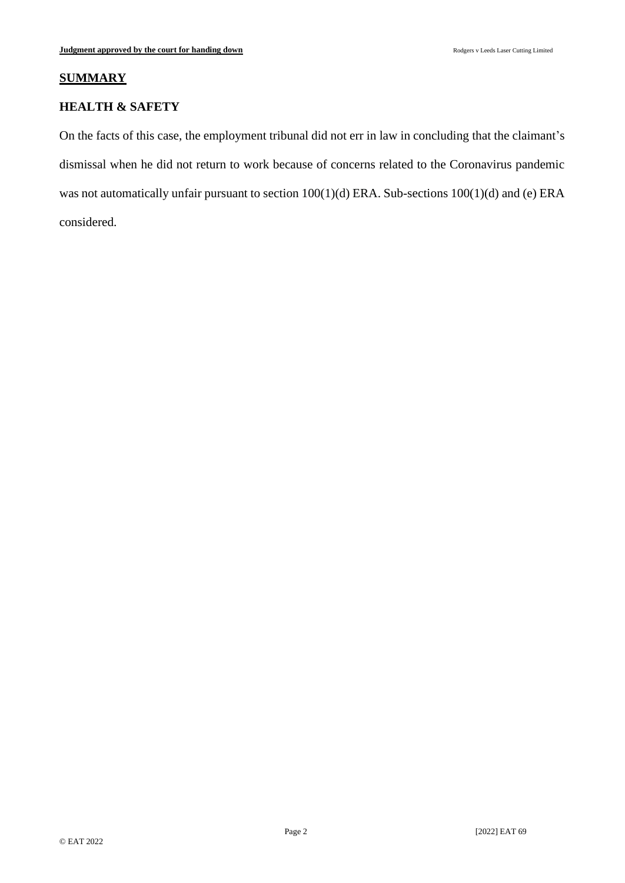## SUMMARY

### HEALTH & SAFETY

On the facts of this case, the employment tribunal did not err in law in concluding that the claimant's dismissal when he did not return to work because of concerns related to the Coronavirus pandemic was not automatically unfair pursuant to section 100(1)(d) ERA. Sub-sections 100(1)(d) and (e) ERA considered.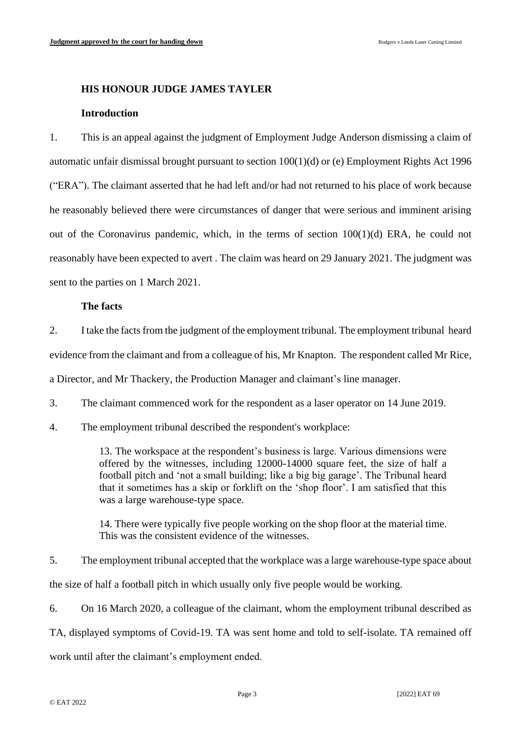**HIS HONOUR JUDGE JAMES TAYLER**

**Introduction**

1. This is an appeal against the judgment of Employment Judge Anderson dismissing a claim of automatic unfair dismissal brought pursuant to section 100(1)(d) or (e) Employment Rights Act 1996 ("ERA"). The claimant asserted that he had left and/or had not returned to his place of work because he reasonably believed there were circumstances of danger that were serious and imminent arising out of the Coronavirus pandemic, which, in the terms of section 100(1)(d) ERA, he could not reasonably have been expected to avert . The claim was heard on 29 January 2021. The judgment was sent to the parties on 1 March 2021.

**The facts**

2. I take the facts from the judgment of the employment tribunal. The employment tribunal heard evidence from the claimant and from a colleague of his, Mr Knapton. The respondent called Mr Rice, a Director, and Mr Thackery, the Production Manager and claimant's line manager.

3. The claimant commenced work for the respondent as a laser operator on 14 June 2019.

4. The employment tribunal described the respondent's workplace:

> 13. The workspace at the respondent's business is large. Various dimensions were offered by the witnesses, including 12000-14000 square feet, the size of half a football pitch and 'not a small building; like a big big garage'. The Tribunal heard that it sometimes has a skip or forklift on the 'shop floor'. I am satisfied that this was a large warehouse-type space.
>
> 14. There were typically five people working on the shop floor at the material time. This was the consistent evidence of the witnesses.

5. The employment tribunal accepted that the workplace was a large warehouse-type space about the size of half a football pitch in which usually only five people would be working.

6. On 16 March 2020, a colleague of the claimant, whom the employment tribunal described as TA, displayed symptoms of Covid-19. TA was sent home and told to self-isolate. TA remained off work until after the claimant's employment ended.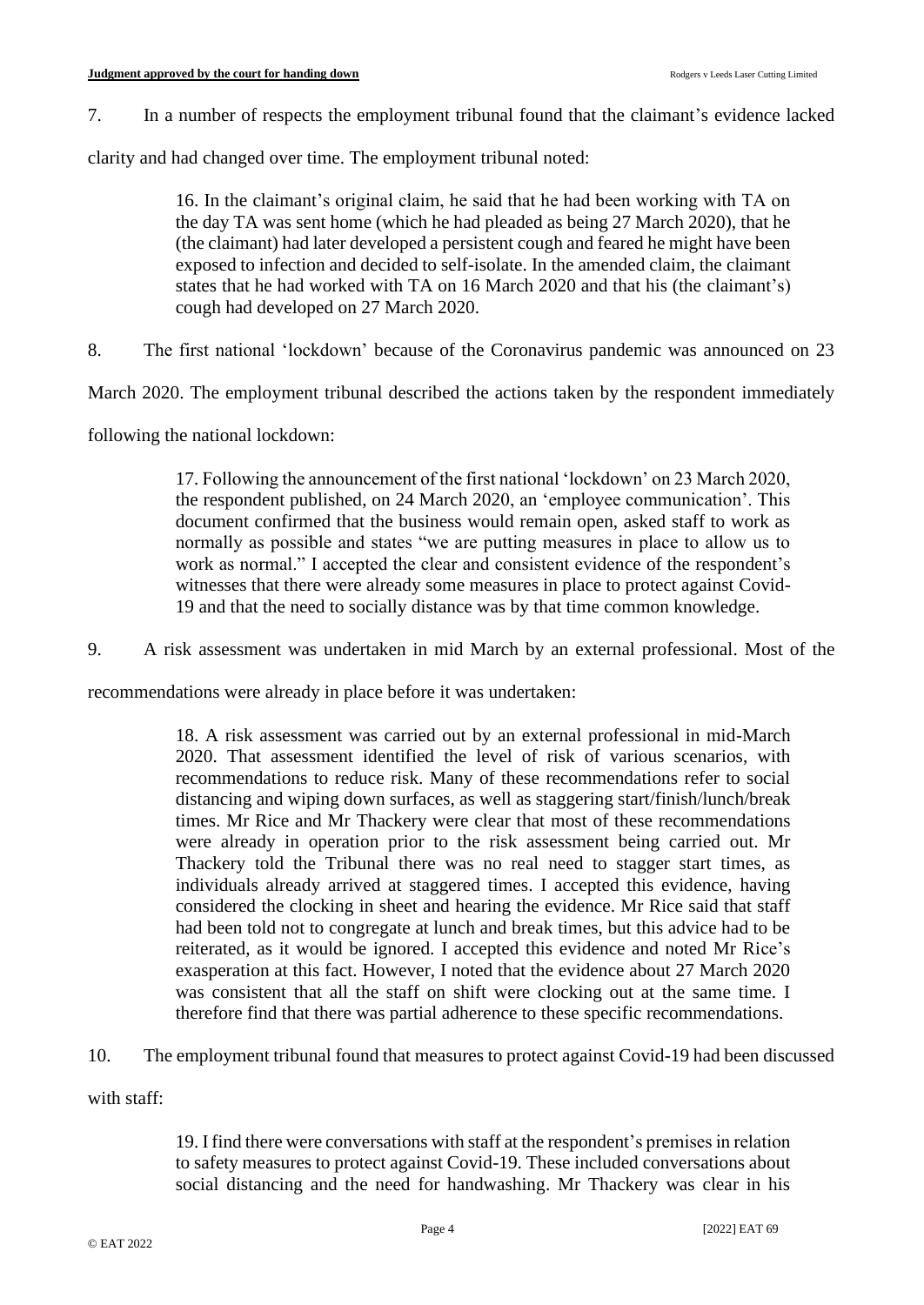7. In a number of respects the employment tribunal found that the claimant's evidence lacked clarity and had changed over time. The employment tribunal noted:

> 16. In the claimant's original claim, he said that he had been working with TA on the day TA was sent home (which he had pleaded as being 27 March 2020), that he (the claimant) had later developed a persistent cough and feared he might have been exposed to infection and decided to self-isolate. In the amended claim, the claimant states that he had worked with TA on 16 March 2020 and that his (the claimant's) cough had developed on 27 March 2020.

8. The first national 'lockdown' because of the Coronavirus pandemic was announced on 23 March 2020. The employment tribunal described the actions taken by the respondent immediately following the national lockdown:

> 17. Following the announcement of the first national 'lockdown' on 23 March 2020, the respondent published, on 24 March 2020, an 'employee communication'. This document confirmed that the business would remain open, asked staff to work as normally as possible and states "we are putting measures in place to allow us to work as normal." I accepted the clear and consistent evidence of the respondent's witnesses that there were already some measures in place to protect against Covid-19 and that the need to socially distance was by that time common knowledge.

9. A risk assessment was undertaken in mid March by an external professional. Most of the recommendations were already in place before it was undertaken:

> 18. A risk assessment was carried out by an external professional in mid-March 2020. That assessment identified the level of risk of various scenarios, with recommendations to reduce risk. Many of these recommendations refer to social distancing and wiping down surfaces, as well as staggering start/finish/lunch/break times. Mr Rice and Mr Thackery were clear that most of these recommendations were already in operation prior to the risk assessment being carried out. Mr Thackery told the Tribunal there was no real need to stagger start times, as individuals already arrived at staggered times. I accepted this evidence, having considered the clocking in sheet and hearing the evidence. Mr Rice said that staff had been told not to congregate at lunch and break times, but this advice had to be reiterated, as it would be ignored. I accepted this evidence and noted Mr Rice's exasperation at this fact. However, I noted that the evidence about 27 March 2020 was consistent that all the staff on shift were clocking out at the same time. I therefore find that there was partial adherence to these specific recommendations.

10. The employment tribunal found that measures to protect against Covid-19 had been discussed with staff:

> 19. I find there were conversations with staff at the respondent's premises in relation to safety measures to protect against Covid-19. These included conversations about social distancing and the need for handwashing. Mr Thackery was clear in his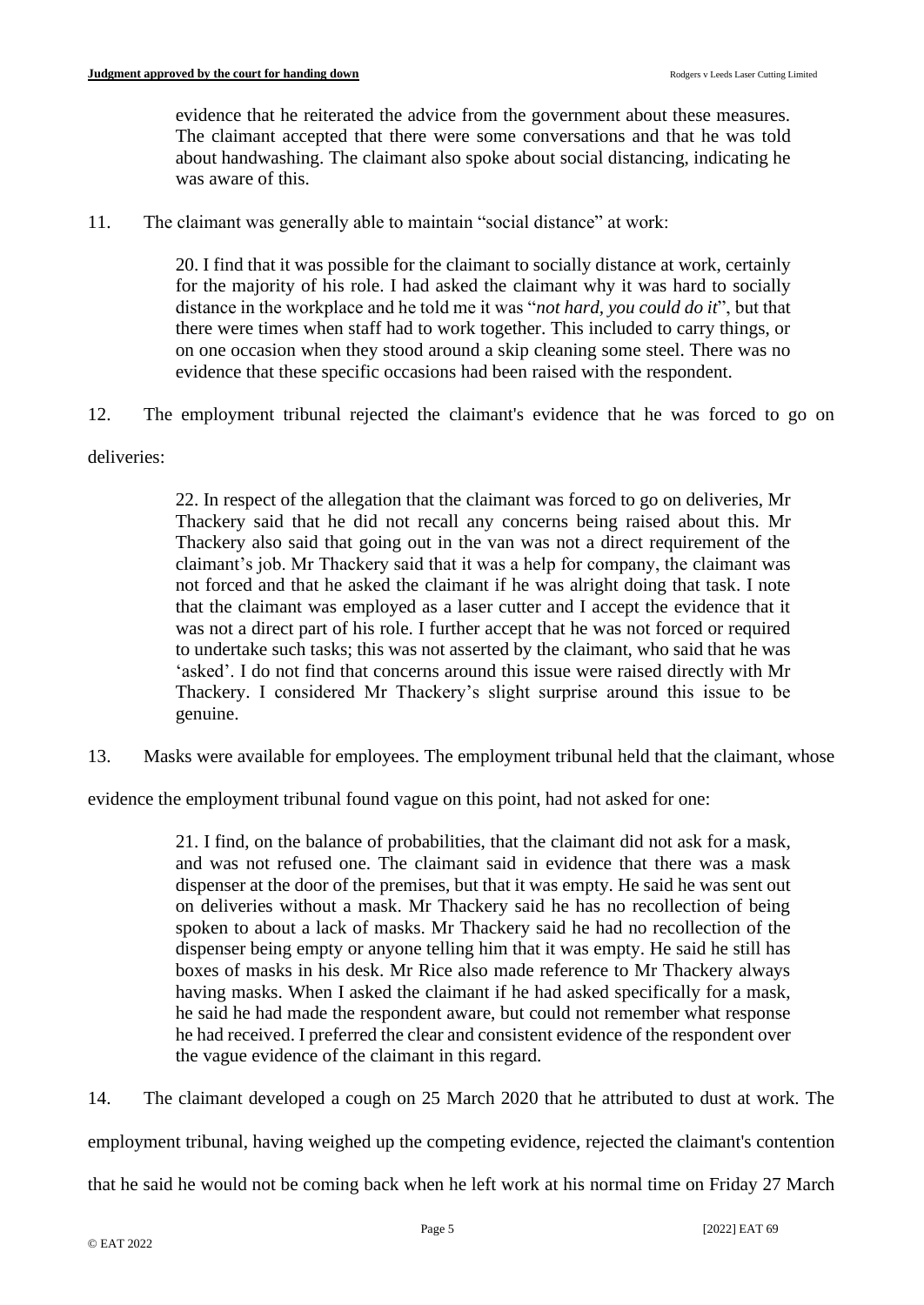evidence that he reiterated the advice from the government about these measures. The claimant accepted that there were some conversations and that he was told about handwashing. The claimant also spoke about social distancing, indicating he was aware of this.

11. The claimant was generally able to maintain "social distance" at work:

> 20. I find that it was possible for the claimant to socially distance at work, certainly for the majority of his role. I had asked the claimant why it was hard to socially distance in the workplace and he told me it was "*not hard, you could do it*", but that there were times when staff had to work together. This included to carry things, or on one occasion when they stood around a skip cleaning some steel. There was no evidence that these specific occasions had been raised with the respondent.

12. The employment tribunal rejected the claimant's evidence that he was forced to go on deliveries:

> 22. In respect of the allegation that the claimant was forced to go on deliveries, Mr Thackery said that he did not recall any concerns being raised about this. Mr Thackery also said that going out in the van was not a direct requirement of the claimant's job. Mr Thackery said that it was a help for company, the claimant was not forced and that he asked the claimant if he was alright doing that task. I note that the claimant was employed as a laser cutter and I accept the evidence that it was not a direct part of his role. I further accept that he was not forced or required to undertake such tasks; this was not asserted by the claimant, who said that he was 'asked'. I do not find that concerns around this issue were raised directly with Mr Thackery. I considered Mr Thackery's slight surprise around this issue to be genuine.

13. Masks were available for employees. The employment tribunal held that the claimant, whose evidence the employment tribunal found vague on this point, had not asked for one:

> 21. I find, on the balance of probabilities, that the claimant did not ask for a mask, and was not refused one. The claimant said in evidence that there was a mask dispenser at the door of the premises, but that it was empty. He said he was sent out on deliveries without a mask. Mr Thackery said he has no recollection of being spoken to about a lack of masks. Mr Thackery said he had no recollection of the dispenser being empty or anyone telling him that it was empty. He said he still has boxes of masks in his desk. Mr Rice also made reference to Mr Thackery always having masks. When I asked the claimant if he had asked specifically for a mask, he said he had made the respondent aware, but could not remember what response he had received. I preferred the clear and consistent evidence of the respondent over the vague evidence of the claimant in this regard.

14. The claimant developed a cough on 25 March 2020 that he attributed to dust at work. The employment tribunal, having weighed up the competing evidence, rejected the claimant's contention that he said he would not be coming back when he left work at his normal time on Friday 27 March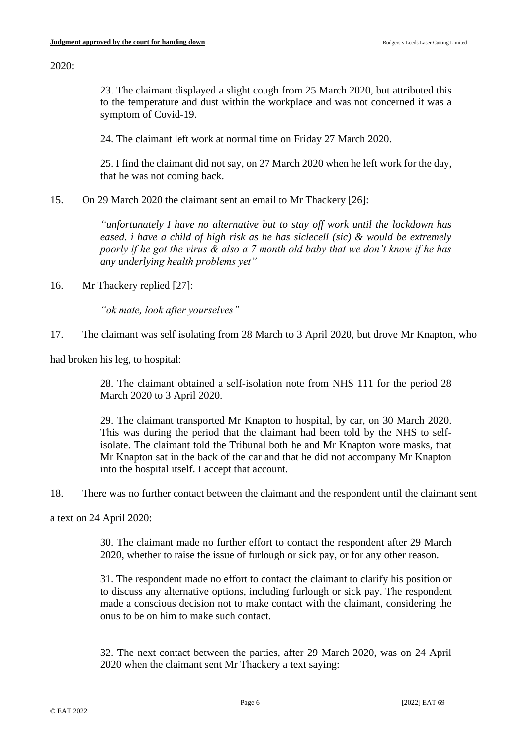2020:

> 23. The claimant displayed a slight cough from 25 March 2020, but attributed this to the temperature and dust within the workplace and was not concerned it was a symptom of Covid-19.
>
> 24. The claimant left work at normal time on Friday 27 March 2020.
>
> 25. I find the claimant did not say, on 27 March 2020 when he left work for the day, that he was not coming back.

15. On 29 March 2020 the claimant sent an email to Mr Thackery [26]:

> *"unfortunately I have no alternative but to stay off work until the lockdown has eased. i have a child of high risk as he has siclecell (sic) & would be extremely poorly if he got the virus & also a 7 month old baby that we don't know if he has any underlying health problems yet"*

16. Mr Thackery replied [27]:

> *"ok mate, look after yourselves"*

17. The claimant was self isolating from 28 March to 3 April 2020, but drove Mr Knapton, who had broken his leg, to hospital:

> 28. The claimant obtained a self-isolation note from NHS 111 for the period 28 March 2020 to 3 April 2020.
>
> 29. The claimant transported Mr Knapton to hospital, by car, on 30 March 2020. This was during the period that the claimant had been told by the NHS to self-isolate. The claimant told the Tribunal both he and Mr Knapton wore masks, that Mr Knapton sat in the back of the car and that he did not accompany Mr Knapton into the hospital itself. I accept that account.

18. There was no further contact between the claimant and the respondent until the claimant sent a text on 24 April 2020:

> 30. The claimant made no further effort to contact the respondent after 29 March 2020, whether to raise the issue of furlough or sick pay, or for any other reason.
>
> 31. The respondent made no effort to contact the claimant to clarify his position or to discuss any alternative options, including furlough or sick pay. The respondent made a conscious decision not to make contact with the claimant, considering the onus to be on him to make such contact.
>
> 32. The next contact between the parties, after 29 March 2020, was on 24 April 2020 when the claimant sent Mr Thackery a text saying: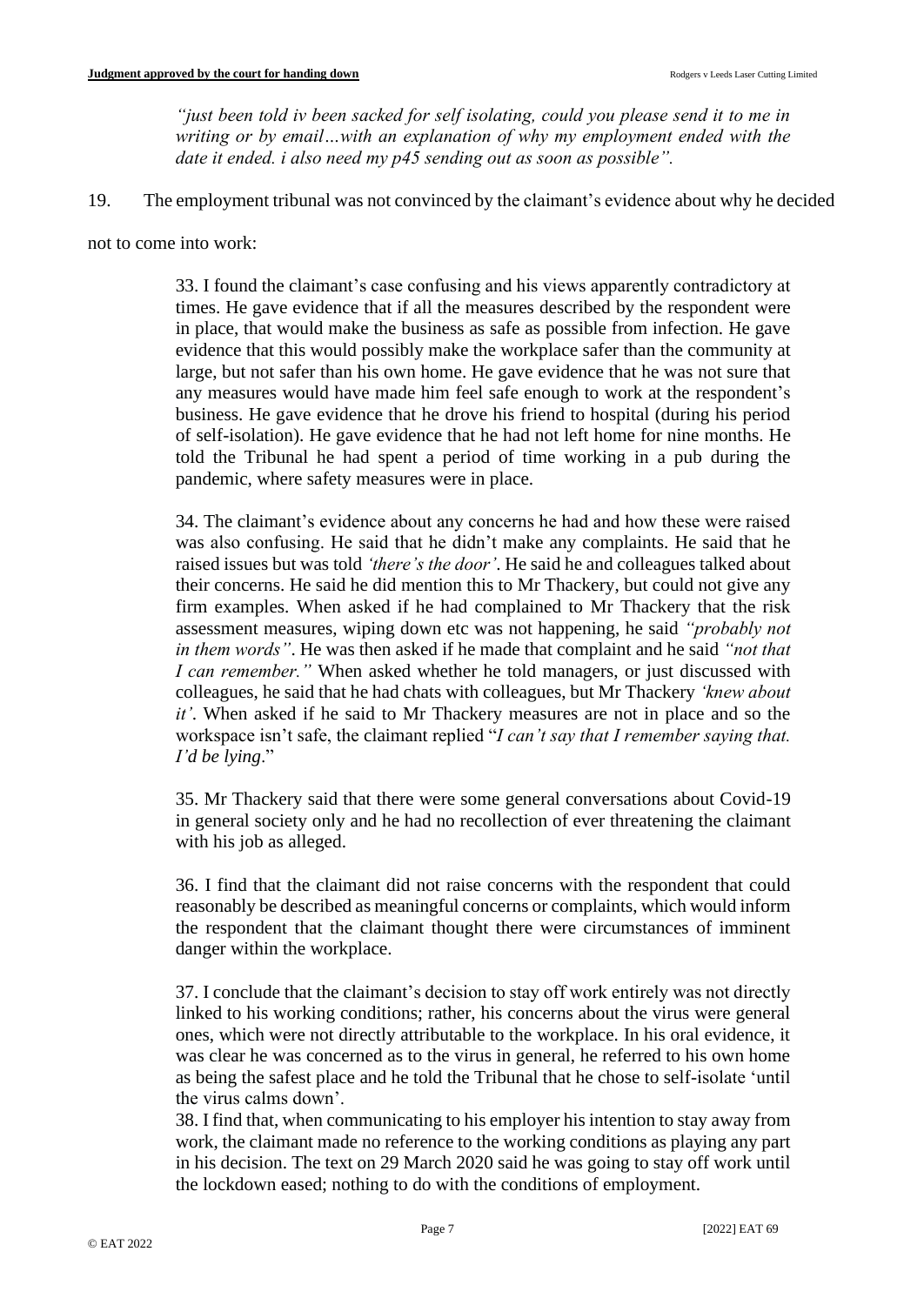> *"just been told iv been sacked for self isolating, could you please send it to me in writing or by email…with an explanation of why my employment ended with the date it ended. i also need my p45 sending out as soon as possible".*

19. The employment tribunal was not convinced by the claimant's evidence about why he decided not to come into work:

> 33. I found the claimant's case confusing and his views apparently contradictory at times. He gave evidence that if all the measures described by the respondent were in place, that would make the business as safe as possible from infection. He gave evidence that this would possibly make the workplace safer than the community at large, but not safer than his own home. He gave evidence that he was not sure that any measures would have made him feel safe enough to work at the respondent's business. He gave evidence that he drove his friend to hospital (during his period of self-isolation). He gave evidence that he had not left home for nine months. He told the Tribunal he had spent a period of time working in a pub during the pandemic, where safety measures were in place.
>
> 34. The claimant's evidence about any concerns he had and how these were raised was also confusing. He said that he didn't make any complaints. He said that he raised issues but was told *'there's the door'*. He said he and colleagues talked about their concerns. He said he did mention this to Mr Thackery, but could not give any firm examples. When asked if he had complained to Mr Thackery that the risk assessment measures, wiping down etc was not happening, he said *"probably not in them words"*. He was then asked if he made that complaint and he said *"not that I can remember."* When asked whether he told managers, or just discussed with colleagues, he said that he had chats with colleagues, but Mr Thackery *'knew about it'*. When asked if he said to Mr Thackery measures are not in place and so the workspace isn't safe, the claimant replied "*I can't say that I remember saying that. I'd be lying*."
>
> 35. Mr Thackery said that there were some general conversations about Covid-19 in general society only and he had no recollection of ever threatening the claimant with his job as alleged.
>
> 36. I find that the claimant did not raise concerns with the respondent that could reasonably be described as meaningful concerns or complaints, which would inform the respondent that the claimant thought there were circumstances of imminent danger within the workplace.
>
> 37. I conclude that the claimant's decision to stay off work entirely was not directly linked to his working conditions; rather, his concerns about the virus were general ones, which were not directly attributable to the workplace. In his oral evidence, it was clear he was concerned as to the virus in general, he referred to his own home as being the safest place and he told the Tribunal that he chose to self-isolate 'until the virus calms down'.
>
> 38. I find that, when communicating to his employer his intention to stay away from work, the claimant made no reference to the working conditions as playing any part in his decision. The text on 29 March 2020 said he was going to stay off work until the lockdown eased; nothing to do with the conditions of employment.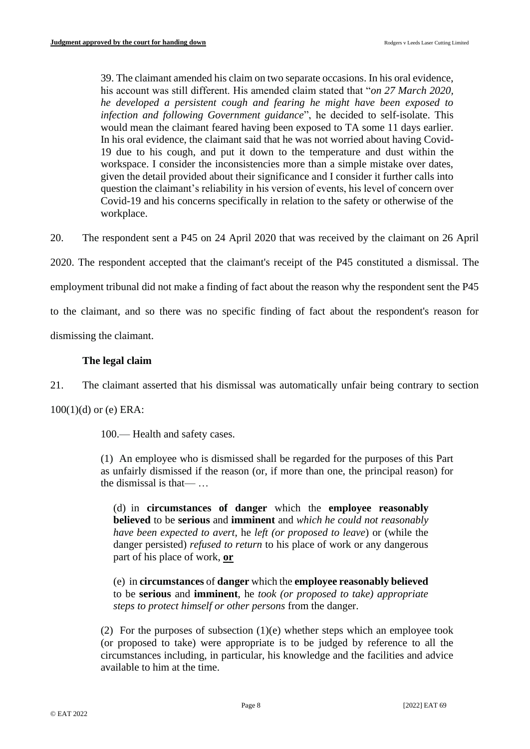> 39. The claimant amended his claim on two separate occasions. In his oral evidence, his account was still different. His amended claim stated that "*on 27 March 2020, he developed a persistent cough and fearing he might have been exposed to infection and following Government guidance*", he decided to self-isolate. This would mean the claimant feared having been exposed to TA some 11 days earlier. In his oral evidence, the claimant said that he was not worried about having Covid-19 due to his cough, and put it down to the temperature and dust within the workspace. I consider the inconsistencies more than a simple mistake over dates, given the detail provided about their significance and I consider it further calls into question the claimant's reliability in his version of events, his level of concern over Covid-19 and his concerns specifically in relation to the safety or otherwise of the workplace.

20. The respondent sent a P45 on 24 April 2020 that was received by the claimant on 26 April 2020. The respondent accepted that the claimant's receipt of the P45 constituted a dismissal. The employment tribunal did not make a finding of fact about the reason why the respondent sent the P45 to the claimant, and so there was no specific finding of fact about the respondent's reason for dismissing the claimant.

### The legal claim

21. The claimant asserted that his dismissal was automatically unfair being contrary to section 100(1)(d) or (e) ERA:

> 100.— Health and safety cases.
>
> (1) An employee who is dismissed shall be regarded for the purposes of this Part as unfairly dismissed if the reason (or, if more than one, the principal reason) for the dismissal is that— …
>
> > (d) in **circumstances of danger** which the **employee reasonably believed** to be **serious** and **imminent** and *which he could not reasonably have been expected to avert*, he *left (or proposed to leave*) or (while the danger persisted) *refused to return* to his place of work or any dangerous part of his place of work, **<u>or</u>**
> >
> > (e) in **circumstances** of **danger** which the **employee reasonably believed** to be **serious** and **imminent**, he *took (or proposed to take) appropriate steps to protect himself or other persons* from the danger.
>
> (2) For the purposes of subsection (1)(e) whether steps which an employee took (or proposed to take) were appropriate is to be judged by reference to all the circumstances including, in particular, his knowledge and the facilities and advice available to him at the time.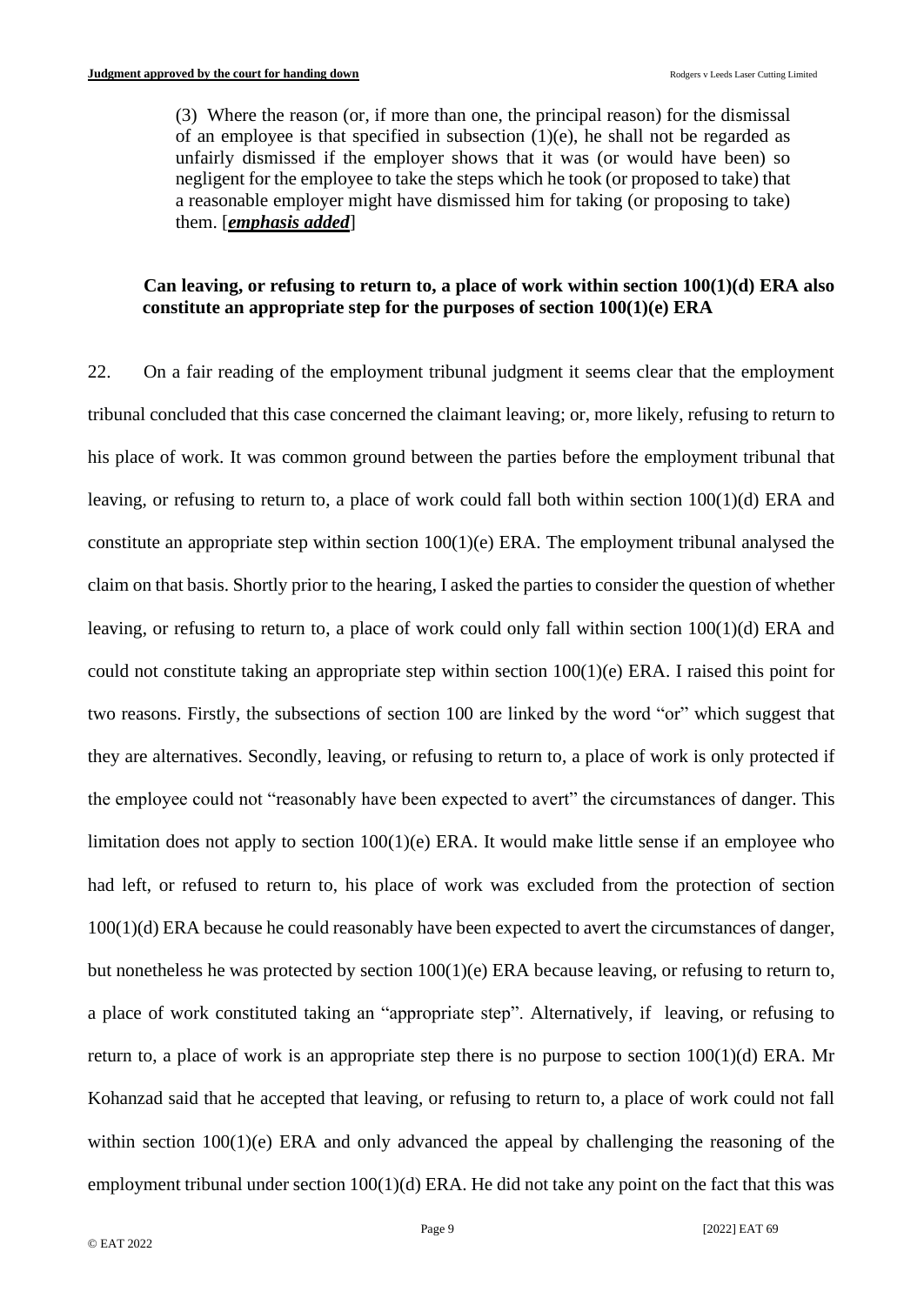> (3) Where the reason (or, if more than one, the principal reason) for the dismissal of an employee is that specified in subsection (1)(e), he shall not be regarded as unfairly dismissed if the employer shows that it was (or would have been) so negligent for the employee to take the steps which he took (or proposed to take) that a reasonable employer might have dismissed him for taking (or proposing to take) them. [***emphasis added***]

**Can leaving, or refusing to return to, a place of work within section 100(1)(d) ERA also constitute an appropriate step for the purposes of section 100(1)(e) ERA**

22. On a fair reading of the employment tribunal judgment it seems clear that the employment tribunal concluded that this case concerned the claimant leaving; or, more likely, refusing to return to his place of work. It was common ground between the parties before the employment tribunal that leaving, or refusing to return to, a place of work could fall both within section 100(1)(d) ERA and constitute an appropriate step within section 100(1)(e) ERA. The employment tribunal analysed the claim on that basis. Shortly prior to the hearing, I asked the parties to consider the question of whether leaving, or refusing to return to, a place of work could only fall within section 100(1)(d) ERA and could not constitute taking an appropriate step within section 100(1)(e) ERA. I raised this point for two reasons. Firstly, the subsections of section 100 are linked by the word "or" which suggest that they are alternatives. Secondly, leaving, or refusing to return to, a place of work is only protected if the employee could not "reasonably have been expected to avert" the circumstances of danger. This limitation does not apply to section 100(1)(e) ERA. It would make little sense if an employee who had left, or refused to return to, his place of work was excluded from the protection of section 100(1)(d) ERA because he could reasonably have been expected to avert the circumstances of danger, but nonetheless he was protected by section 100(1)(e) ERA because leaving, or refusing to return to, a place of work constituted taking an "appropriate step". Alternatively, if leaving, or refusing to return to, a place of work is an appropriate step there is no purpose to section 100(1)(d) ERA. Mr Kohanzad said that he accepted that leaving, or refusing to return to, a place of work could not fall within section 100(1)(e) ERA and only advanced the appeal by challenging the reasoning of the employment tribunal under section 100(1)(d) ERA. He did not take any point on the fact that this was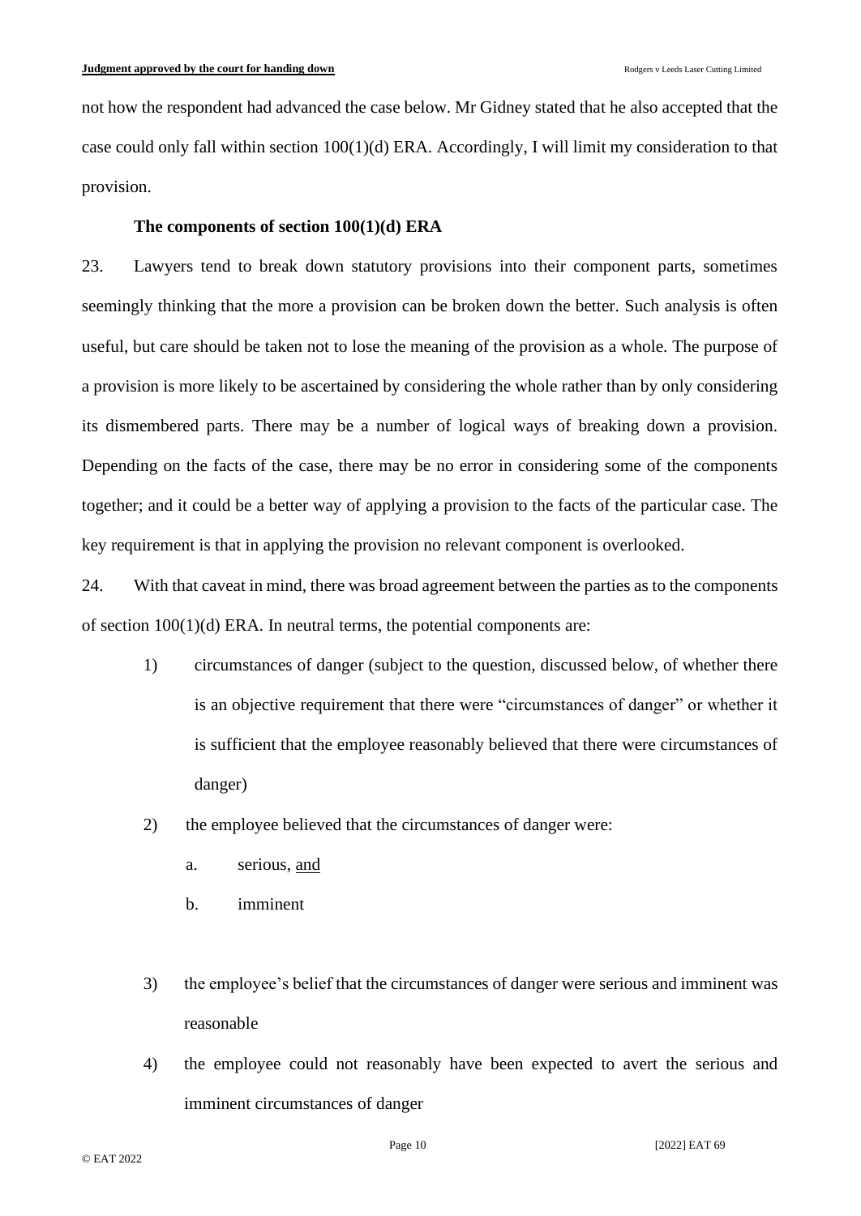not how the respondent had advanced the case below. Mr Gidney stated that he also accepted that the case could only fall within section 100(1)(d) ERA. Accordingly, I will limit my consideration to that provision.

**The components of section 100(1)(d) ERA**

23. Lawyers tend to break down statutory provisions into their component parts, sometimes seemingly thinking that the more a provision can be broken down the better. Such analysis is often useful, but care should be taken not to lose the meaning of the provision as a whole. The purpose of a provision is more likely to be ascertained by considering the whole rather than by only considering its dismembered parts. There may be a number of logical ways of breaking down a provision. Depending on the facts of the case, there may be no error in considering some of the components together; and it could be a better way of applying a provision to the facts of the particular case. The key requirement is that in applying the provision no relevant component is overlooked.

24. With that caveat in mind, there was broad agreement between the parties as to the components of section 100(1)(d) ERA. In neutral terms, the potential components are:

1) circumstances of danger (subject to the question, discussed below, of whether there is an objective requirement that there were "circumstances of danger" or whether it is sufficient that the employee reasonably believed that there were circumstances of danger)

2) the employee believed that the circumstances of danger were:

   a. serious, <u>and</u>

   b. imminent

3) the employee's belief that the circumstances of danger were serious and imminent was reasonable

4) the employee could not reasonably have been expected to avert the serious and imminent circumstances of danger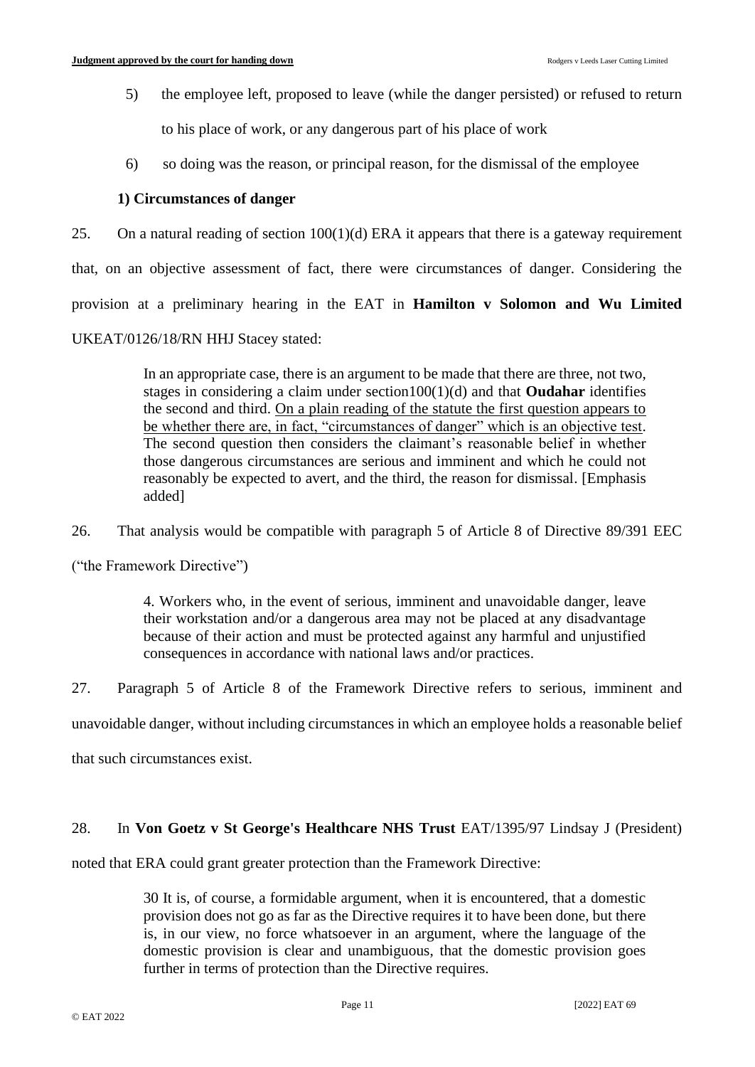5) the employee left, proposed to leave (while the danger persisted) or refused to return to his place of work, or any dangerous part of his place of work

6) so doing was the reason, or principal reason, for the dismissal of the employee

**1) Circumstances of danger**

25. On a natural reading of section 100(1)(d) ERA it appears that there is a gateway requirement that, on an objective assessment of fact, there were circumstances of danger. Considering the provision at a preliminary hearing in the EAT in **Hamilton v Solomon and Wu Limited** UKEAT/0126/18/RN HHJ Stacey stated:

> In an appropriate case, there is an argument to be made that there are three, not two, stages in considering a claim under section100(1)(d) and that **Oudahar** identifies the second and third. <u>On a plain reading of the statute the first question appears to be whether there are, in fact, "circumstances of danger" which is an objective test</u>. The second question then considers the claimant's reasonable belief in whether those dangerous circumstances are serious and imminent and which he could not reasonably be expected to avert, and the third, the reason for dismissal. [Emphasis added]

26. That analysis would be compatible with paragraph 5 of Article 8 of Directive 89/391 EEC ("the Framework Directive")

> 4. Workers who, in the event of serious, imminent and unavoidable danger, leave their workstation and/or a dangerous area may not be placed at any disadvantage because of their action and must be protected against any harmful and unjustified consequences in accordance with national laws and/or practices.

27. Paragraph 5 of Article 8 of the Framework Directive refers to serious, imminent and unavoidable danger, without including circumstances in which an employee holds a reasonable belief that such circumstances exist.

28. In **Von Goetz v St George's Healthcare NHS Trust** EAT/1395/97 Lindsay J (President) noted that ERA could grant greater protection than the Framework Directive:

> 30 It is, of course, a formidable argument, when it is encountered, that a domestic provision does not go as far as the Directive requires it to have been done, but there is, in our view, no force whatsoever in an argument, where the language of the domestic provision is clear and unambiguous, that the domestic provision goes further in terms of protection than the Directive requires.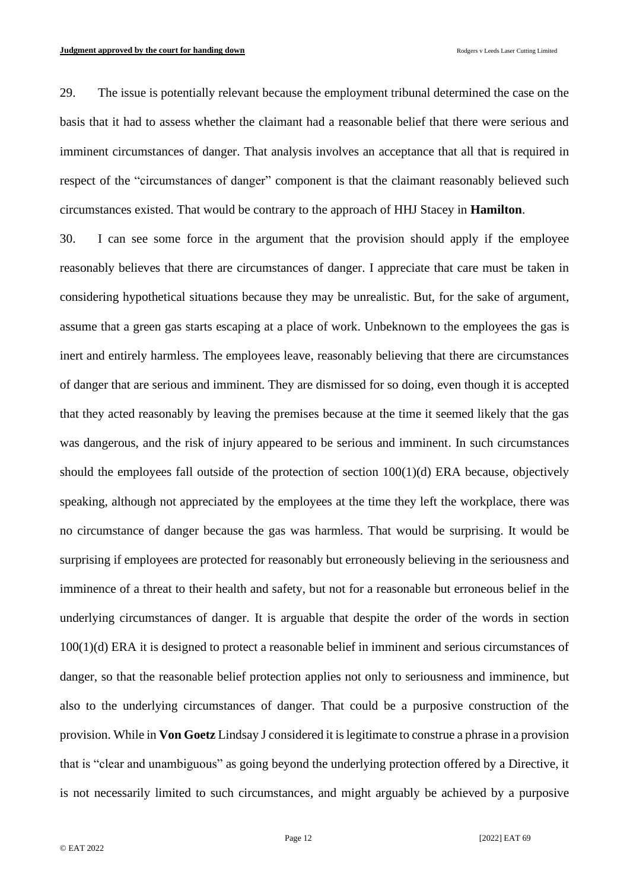29. The issue is potentially relevant because the employment tribunal determined the case on the basis that it had to assess whether the claimant had a reasonable belief that there were serious and imminent circumstances of danger. That analysis involves an acceptance that all that is required in respect of the "circumstances of danger" component is that the claimant reasonably believed such circumstances existed. That would be contrary to the approach of HHJ Stacey in **Hamilton**.

30. I can see some force in the argument that the provision should apply if the employee reasonably believes that there are circumstances of danger. I appreciate that care must be taken in considering hypothetical situations because they may be unrealistic. But, for the sake of argument, assume that a green gas starts escaping at a place of work. Unbeknown to the employees the gas is inert and entirely harmless. The employees leave, reasonably believing that there are circumstances of danger that are serious and imminent. They are dismissed for so doing, even though it is accepted that they acted reasonably by leaving the premises because at the time it seemed likely that the gas was dangerous, and the risk of injury appeared to be serious and imminent. In such circumstances should the employees fall outside of the protection of section 100(1)(d) ERA because, objectively speaking, although not appreciated by the employees at the time they left the workplace, there was no circumstance of danger because the gas was harmless. That would be surprising. It would be surprising if employees are protected for reasonably but erroneously believing in the seriousness and imminence of a threat to their health and safety, but not for a reasonable but erroneous belief in the underlying circumstances of danger. It is arguable that despite the order of the words in section 100(1)(d) ERA it is designed to protect a reasonable belief in imminent and serious circumstances of danger, so that the reasonable belief protection applies not only to seriousness and imminence, but also to the underlying circumstances of danger. That could be a purposive construction of the provision. While in **Von Goetz** Lindsay J considered it is legitimate to construe a phrase in a provision that is "clear and unambiguous" as going beyond the underlying protection offered by a Directive, it is not necessarily limited to such circumstances, and might arguably be achieved by a purposive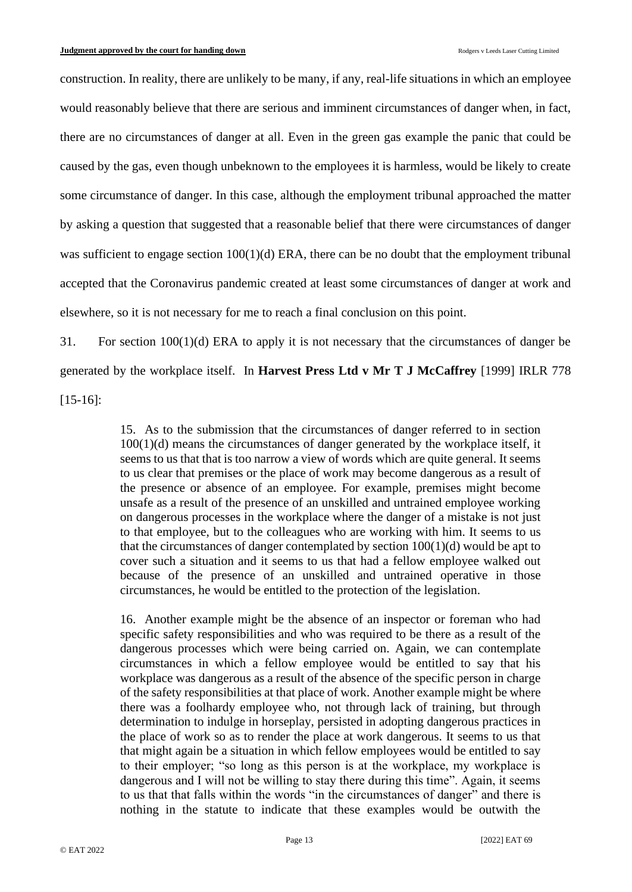construction. In reality, there are unlikely to be many, if any, real-life situations in which an employee would reasonably believe that there are serious and imminent circumstances of danger when, in fact, there are no circumstances of danger at all. Even in the green gas example the panic that could be caused by the gas, even though unbeknown to the employees it is harmless, would be likely to create some circumstance of danger. In this case, although the employment tribunal approached the matter by asking a question that suggested that a reasonable belief that there were circumstances of danger was sufficient to engage section 100(1)(d) ERA, there can be no doubt that the employment tribunal accepted that the Coronavirus pandemic created at least some circumstances of danger at work and elsewhere, so it is not necessary for me to reach a final conclusion on this point.

31. For section 100(1)(d) ERA to apply it is not necessary that the circumstances of danger be generated by the workplace itself. In **Harvest Press Ltd v Mr T J McCaffrey** [1999] IRLR 778 [15-16]:

> 15. As to the submission that the circumstances of danger referred to in section 100(1)(d) means the circumstances of danger generated by the workplace itself, it seems to us that that is too narrow a view of words which are quite general. It seems to us clear that premises or the place of work may become dangerous as a result of the presence or absence of an employee. For example, premises might become unsafe as a result of the presence of an unskilled and untrained employee working on dangerous processes in the workplace where the danger of a mistake is not just to that employee, but to the colleagues who are working with him. It seems to us that the circumstances of danger contemplated by section 100(1)(d) would be apt to cover such a situation and it seems to us that had a fellow employee walked out because of the presence of an unskilled and untrained operative in those circumstances, he would be entitled to the protection of the legislation.
>
> 16. Another example might be the absence of an inspector or foreman who had specific safety responsibilities and who was required to be there as a result of the dangerous processes which were being carried on. Again, we can contemplate circumstances in which a fellow employee would be entitled to say that his workplace was dangerous as a result of the absence of the specific person in charge of the safety responsibilities at that place of work. Another example might be where there was a foolhardy employee who, not through lack of training, but through determination to indulge in horseplay, persisted in adopting dangerous practices in the place of work so as to render the place at work dangerous. It seems to us that that might again be a situation in which fellow employees would be entitled to say to their employer; "so long as this person is at the workplace, my workplace is dangerous and I will not be willing to stay there during this time". Again, it seems to us that that falls within the words "in the circumstances of danger" and there is nothing in the statute to indicate that these examples would be outwith the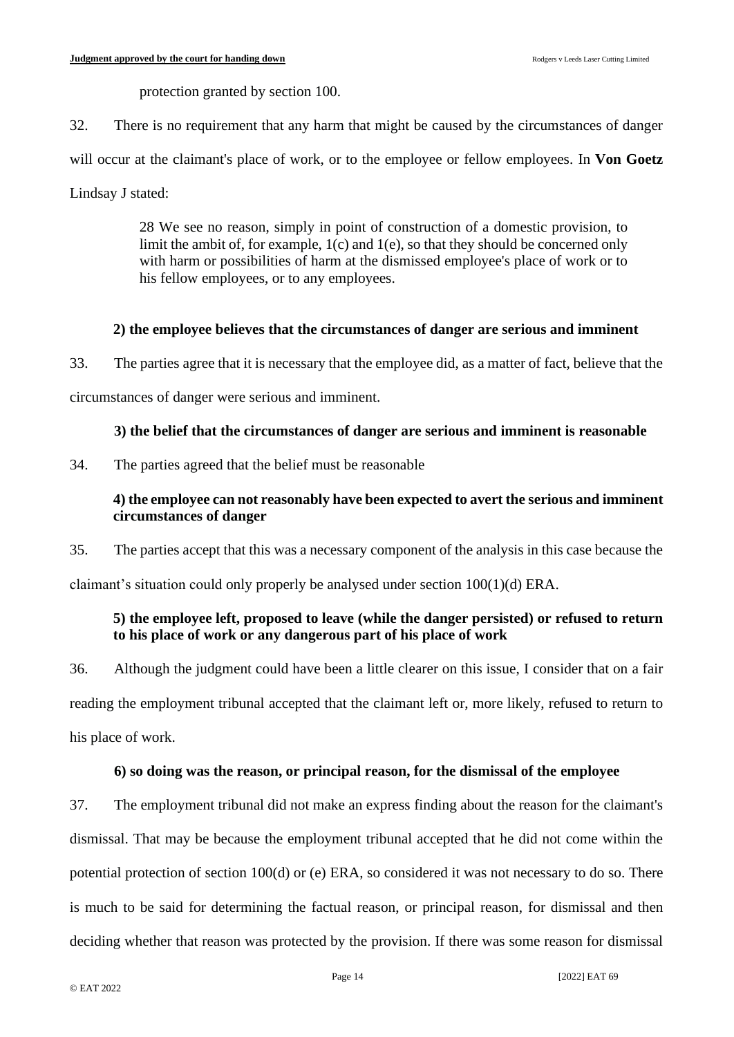protection granted by section 100.

32. There is no requirement that any harm that might be caused by the circumstances of danger will occur at the claimant's place of work, or to the employee or fellow employees. In **Von Goetz** Lindsay J stated:

> 28 We see no reason, simply in point of construction of a domestic provision, to limit the ambit of, for example, 1(c) and 1(e), so that they should be concerned only with harm or possibilities of harm at the dismissed employee's place of work or to his fellow employees, or to any employees.

**2) the employee believes that the circumstances of danger are serious and imminent**

33. The parties agree that it is necessary that the employee did, as a matter of fact, believe that the circumstances of danger were serious and imminent.

**3) the belief that the circumstances of danger are serious and imminent is reasonable**

34. The parties agreed that the belief must be reasonable

**4) the employee can not reasonably have been expected to avert the serious and imminent circumstances of danger**

35. The parties accept that this was a necessary component of the analysis in this case because the claimant's situation could only properly be analysed under section 100(1)(d) ERA.

**5) the employee left, proposed to leave (while the danger persisted) or refused to return to his place of work or any dangerous part of his place of work**

36. Although the judgment could have been a little clearer on this issue, I consider that on a fair reading the employment tribunal accepted that the claimant left or, more likely, refused to return to his place of work.

**6) so doing was the reason, or principal reason, for the dismissal of the employee**

37. The employment tribunal did not make an express finding about the reason for the claimant's dismissal. That may be because the employment tribunal accepted that he did not come within the potential protection of section 100(d) or (e) ERA, so considered it was not necessary to do so. There is much to be said for determining the factual reason, or principal reason, for dismissal and then deciding whether that reason was protected by the provision. If there was some reason for dismissal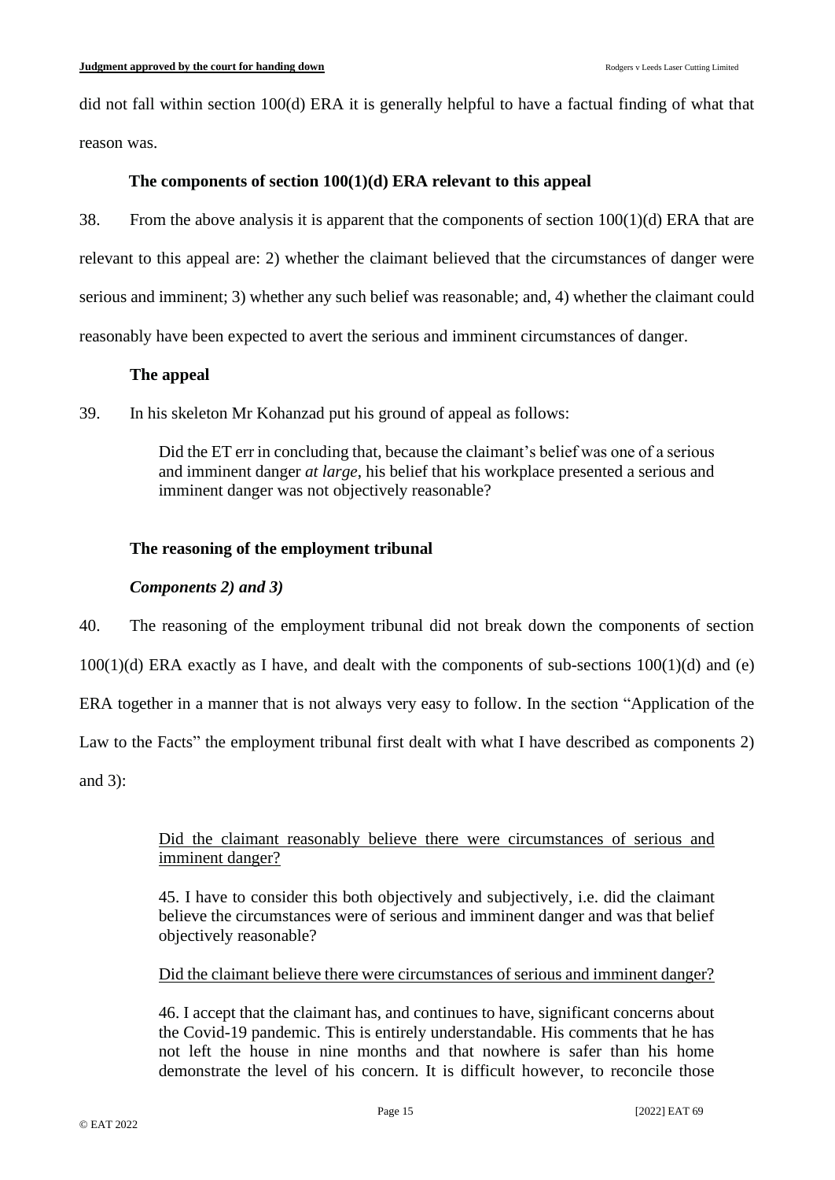did not fall within section 100(d) ERA it is generally helpful to have a factual finding of what that reason was.

**The components of section 100(1)(d) ERA relevant to this appeal**

38. From the above analysis it is apparent that the components of section 100(1)(d) ERA that are relevant to this appeal are: 2) whether the claimant believed that the circumstances of danger were serious and imminent; 3) whether any such belief was reasonable; and, 4) whether the claimant could reasonably have been expected to avert the serious and imminent circumstances of danger.

**The appeal**

39. In his skeleton Mr Kohanzad put his ground of appeal as follows:

> Did the ET err in concluding that, because the claimant's belief was one of a serious and imminent danger *at large*, his belief that his workplace presented a serious and imminent danger was not objectively reasonable?

**The reasoning of the employment tribunal**

***Components 2) and 3)***

40. The reasoning of the employment tribunal did not break down the components of section 100(1)(d) ERA exactly as I have, and dealt with the components of sub-sections 100(1)(d) and (e) ERA together in a manner that is not always very easy to follow. In the section "Application of the Law to the Facts" the employment tribunal first dealt with what I have described as components 2) and 3):

> <u>Did the claimant reasonably believe there were circumstances of serious and imminent danger?</u>
>
> 45. I have to consider this both objectively and subjectively, i.e. did the claimant believe the circumstances were of serious and imminent danger and was that belief objectively reasonable?
>
> <u>Did the claimant believe there were circumstances of serious and imminent danger?</u>
>
> 46. I accept that the claimant has, and continues to have, significant concerns about the Covid-19 pandemic. This is entirely understandable. His comments that he has not left the house in nine months and that nowhere is safer than his home demonstrate the level of his concern. It is difficult however, to reconcile those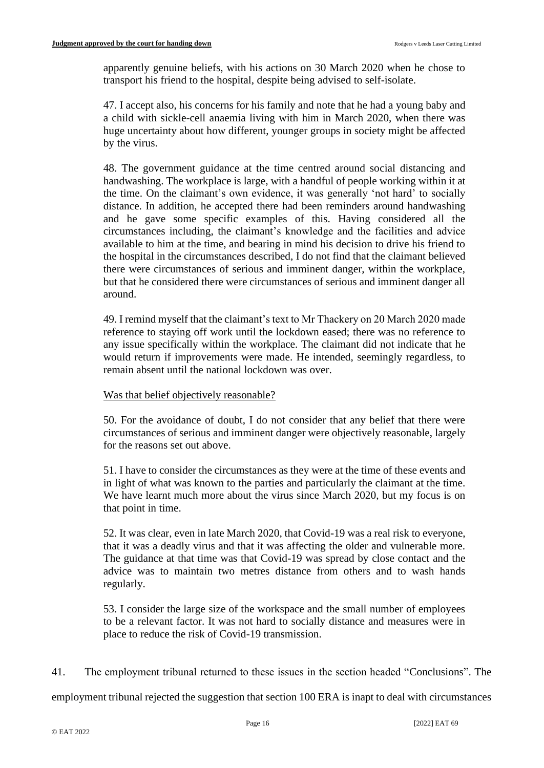apparently genuine beliefs, with his actions on 30 March 2020 when he chose to transport his friend to the hospital, despite being advised to self-isolate.

> 47. I accept also, his concerns for his family and note that he had a young baby and a child with sickle-cell anaemia living with him in March 2020, when there was huge uncertainty about how different, younger groups in society might be affected by the virus.
>
> 48. The government guidance at the time centred around social distancing and handwashing. The workplace is large, with a handful of people working within it at the time. On the claimant's own evidence, it was generally 'not hard' to socially distance. In addition, he accepted there had been reminders around handwashing and he gave some specific examples of this. Having considered all the circumstances including, the claimant's knowledge and the facilities and advice available to him at the time, and bearing in mind his decision to drive his friend to the hospital in the circumstances described, I do not find that the claimant believed there were circumstances of serious and imminent danger, within the workplace, but that he considered there were circumstances of serious and imminent danger all around.
>
> 49. I remind myself that the claimant's text to Mr Thackery on 20 March 2020 made reference to staying off work until the lockdown eased; there was no reference to any issue specifically within the workplace. The claimant did not indicate that he would return if improvements were made. He intended, seemingly regardless, to remain absent until the national lockdown was over.
>
> <u>Was that belief objectively reasonable?</u>
>
> 50. For the avoidance of doubt, I do not consider that any belief that there were circumstances of serious and imminent danger were objectively reasonable, largely for the reasons set out above.
>
> 51. I have to consider the circumstances as they were at the time of these events and in light of what was known to the parties and particularly the claimant at the time. We have learnt much more about the virus since March 2020, but my focus is on that point in time.
>
> 52. It was clear, even in late March 2020, that Covid-19 was a real risk to everyone, that it was a deadly virus and that it was affecting the older and vulnerable more. The guidance at that time was that Covid-19 was spread by close contact and the advice was to maintain two metres distance from others and to wash hands regularly.
>
> 53. I consider the large size of the workspace and the small number of employees to be a relevant factor. It was not hard to socially distance and measures were in place to reduce the risk of Covid-19 transmission.

41. The employment tribunal returned to these issues in the section headed "Conclusions". The employment tribunal rejected the suggestion that section 100 ERA is inapt to deal with circumstances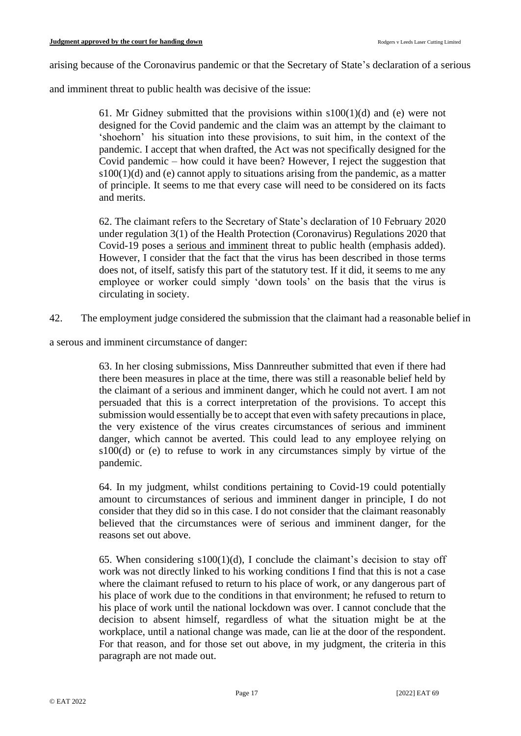arising because of the Coronavirus pandemic or that the Secretary of State's declaration of a serious and imminent threat to public health was decisive of the issue:

> 61. Mr Gidney submitted that the provisions within s100(1)(d) and (e) were not designed for the Covid pandemic and the claim was an attempt by the claimant to 'shoehorn' his situation into these provisions, to suit him, in the context of the pandemic. I accept that when drafted, the Act was not specifically designed for the Covid pandemic – how could it have been? However, I reject the suggestion that s100(1)(d) and (e) cannot apply to situations arising from the pandemic, as a matter of principle. It seems to me that every case will need to be considered on its facts and merits.
>
> 62. The claimant refers to the Secretary of State's declaration of 10 February 2020 under regulation 3(1) of the Health Protection (Coronavirus) Regulations 2020 that Covid-19 poses a <u>serious and imminent</u> threat to public health (emphasis added). However, I consider that the fact that the virus has been described in those terms does not, of itself, satisfy this part of the statutory test. If it did, it seems to me any employee or worker could simply 'down tools' on the basis that the virus is circulating in society.

42. The employment judge considered the submission that the claimant had a reasonable belief in a serous and imminent circumstance of danger:

> 63. In her closing submissions, Miss Dannreuther submitted that even if there had there been measures in place at the time, there was still a reasonable belief held by the claimant of a serious and imminent danger, which he could not avert. I am not persuaded that this is a correct interpretation of the provisions. To accept this submission would essentially be to accept that even with safety precautions in place, the very existence of the virus creates circumstances of serious and imminent danger, which cannot be averted. This could lead to any employee relying on s100(d) or (e) to refuse to work in any circumstances simply by virtue of the pandemic.
>
> 64. In my judgment, whilst conditions pertaining to Covid-19 could potentially amount to circumstances of serious and imminent danger in principle, I do not consider that they did so in this case. I do not consider that the claimant reasonably believed that the circumstances were of serious and imminent danger, for the reasons set out above.
>
> 65. When considering s100(1)(d), I conclude the claimant's decision to stay off work was not directly linked to his working conditions I find that this is not a case where the claimant refused to return to his place of work, or any dangerous part of his place of work due to the conditions in that environment; he refused to return to his place of work until the national lockdown was over. I cannot conclude that the decision to absent himself, regardless of what the situation might be at the workplace, until a national change was made, can lie at the door of the respondent. For that reason, and for those set out above, in my judgment, the criteria in this paragraph are not made out.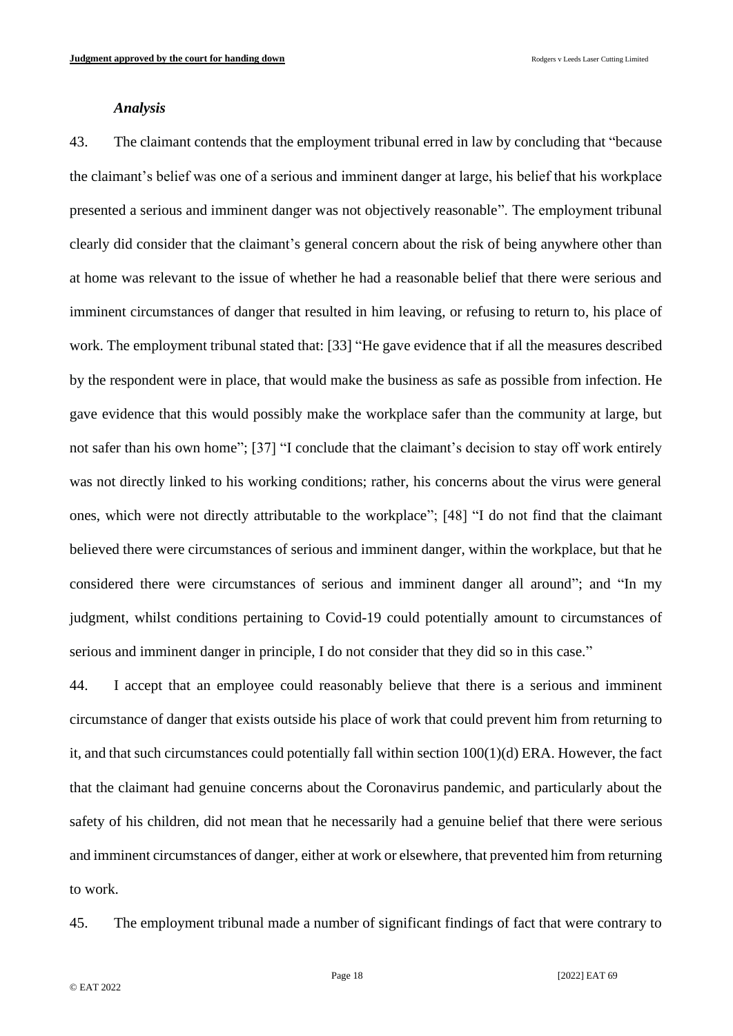### *Analysis*

43. The claimant contends that the employment tribunal erred in law by concluding that "because the claimant's belief was one of a serious and imminent danger at large, his belief that his workplace presented a serious and imminent danger was not objectively reasonable". The employment tribunal clearly did consider that the claimant's general concern about the risk of being anywhere other than at home was relevant to the issue of whether he had a reasonable belief that there were serious and imminent circumstances of danger that resulted in him leaving, or refusing to return to, his place of work. The employment tribunal stated that: [33] "He gave evidence that if all the measures described by the respondent were in place, that would make the business as safe as possible from infection. He gave evidence that this would possibly make the workplace safer than the community at large, but not safer than his own home"; [37] "I conclude that the claimant's decision to stay off work entirely was not directly linked to his working conditions; rather, his concerns about the virus were general ones, which were not directly attributable to the workplace"; [48] "I do not find that the claimant believed there were circumstances of serious and imminent danger, within the workplace, but that he considered there were circumstances of serious and imminent danger all around"; and "In my judgment, whilst conditions pertaining to Covid-19 could potentially amount to circumstances of serious and imminent danger in principle, I do not consider that they did so in this case."

44. I accept that an employee could reasonably believe that there is a serious and imminent circumstance of danger that exists outside his place of work that could prevent him from returning to it, and that such circumstances could potentially fall within section 100(1)(d) ERA. However, the fact that the claimant had genuine concerns about the Coronavirus pandemic, and particularly about the safety of his children, did not mean that he necessarily had a genuine belief that there were serious and imminent circumstances of danger, either at work or elsewhere, that prevented him from returning to work.

45. The employment tribunal made a number of significant findings of fact that were contrary to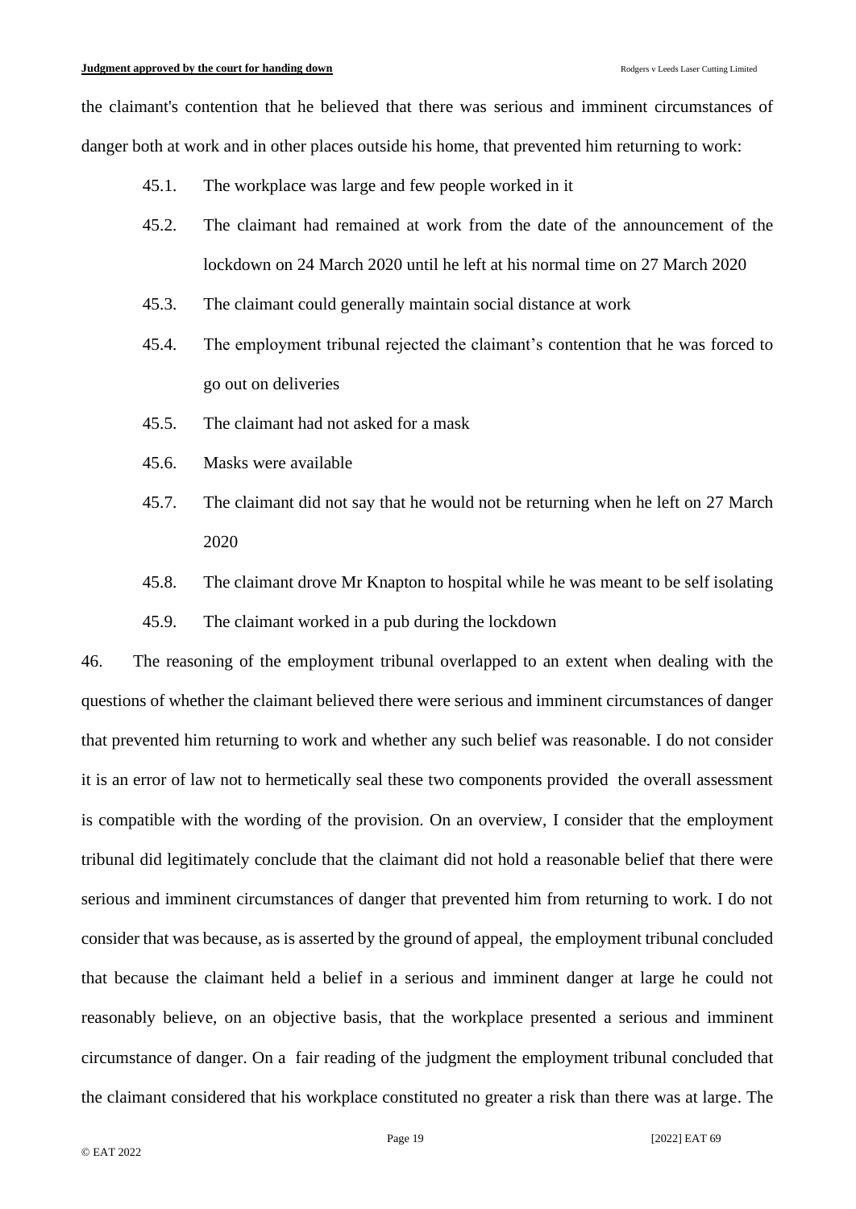the claimant's contention that he believed that there was serious and imminent circumstances of danger both at work and in other places outside his home, that prevented him returning to work:

45.1. The workplace was large and few people worked in it

45.2. The claimant had remained at work from the date of the announcement of the lockdown on 24 March 2020 until he left at his normal time on 27 March 2020

45.3. The claimant could generally maintain social distance at work

45.4. The employment tribunal rejected the claimant's contention that he was forced to go out on deliveries

45.5. The claimant had not asked for a mask

45.6. Masks were available

45.7. The claimant did not say that he would not be returning when he left on 27 March 2020

45.8. The claimant drove Mr Knapton to hospital while he was meant to be self isolating

45.9. The claimant worked in a pub during the lockdown

46. The reasoning of the employment tribunal overlapped to an extent when dealing with the questions of whether the claimant believed there were serious and imminent circumstances of danger that prevented him returning to work and whether any such belief was reasonable. I do not consider it is an error of law not to hermetically seal these two components provided the overall assessment is compatible with the wording of the provision. On an overview, I consider that the employment tribunal did legitimately conclude that the claimant did not hold a reasonable belief that there were serious and imminent circumstances of danger that prevented him from returning to work. I do not consider that was because, as is asserted by the ground of appeal, the employment tribunal concluded that because the claimant held a belief in a serious and imminent danger at large he could not reasonably believe, on an objective basis, that the workplace presented a serious and imminent circumstance of danger. On a fair reading of the judgment the employment tribunal concluded that the claimant considered that his workplace constituted no greater a risk than there was at large. The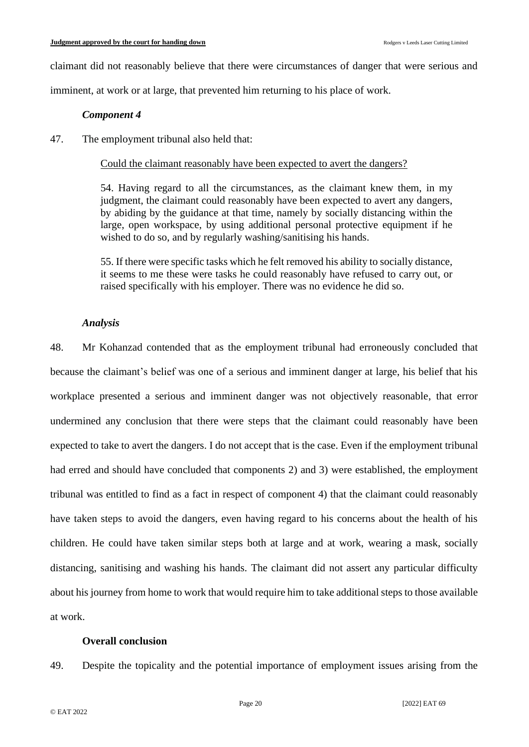claimant did not reasonably believe that there were circumstances of danger that were serious and imminent, at work or at large, that prevented him returning to his place of work.

### *Component 4*

47. The employment tribunal also held that:

> Could the claimant reasonably have been expected to avert the dangers?
>
> 54. Having regard to all the circumstances, as the claimant knew them, in my judgment, the claimant could reasonably have been expected to avert any dangers, by abiding by the guidance at that time, namely by socially distancing within the large, open workspace, by using additional personal protective equipment if he wished to do so, and by regularly washing/sanitising his hands.
>
> 55. If there were specific tasks which he felt removed his ability to socially distance, it seems to me these were tasks he could reasonably have refused to carry out, or raised specifically with his employer. There was no evidence he did so.

### *Analysis*

48. Mr Kohanzad contended that as the employment tribunal had erroneously concluded that because the claimant's belief was one of a serious and imminent danger at large, his belief that his workplace presented a serious and imminent danger was not objectively reasonable, that error undermined any conclusion that there were steps that the claimant could reasonably have been expected to take to avert the dangers. I do not accept that is the case. Even if the employment tribunal had erred and should have concluded that components 2) and 3) were established, the employment tribunal was entitled to find as a fact in respect of component 4) that the claimant could reasonably have taken steps to avoid the dangers, even having regard to his concerns about the health of his children. He could have taken similar steps both at large and at work, wearing a mask, socially distancing, sanitising and washing his hands. The claimant did not assert any particular difficulty about his journey from home to work that would require him to take additional steps to those available at work.

### **Overall conclusion**

49. Despite the topicality and the potential importance of employment issues arising from the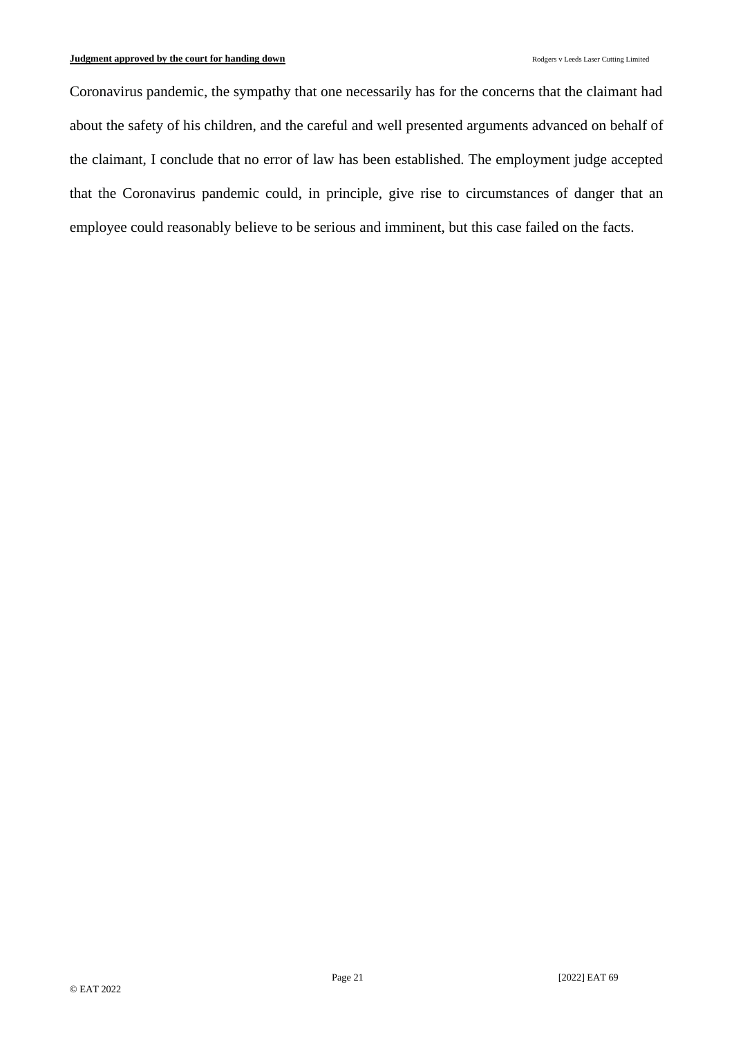Coronavirus pandemic, the sympathy that one necessarily has for the concerns that the claimant had about the safety of his children, and the careful and well presented arguments advanced on behalf of the claimant, I conclude that no error of law has been established. The employment judge accepted that the Coronavirus pandemic could, in principle, give rise to circumstances of danger that an employee could reasonably believe to be serious and imminent, but this case failed on the facts.